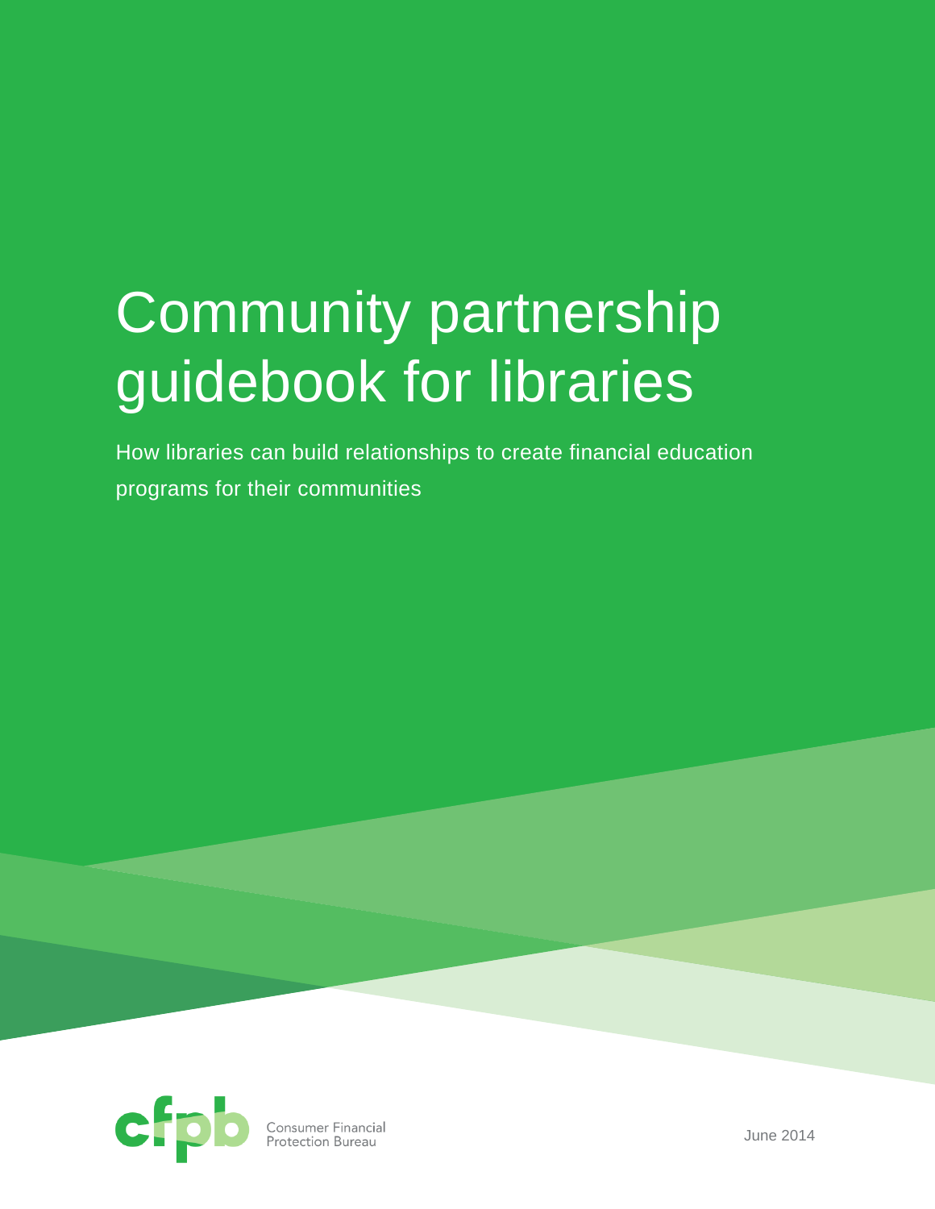# Community partnership guidebook for libraries

How libraries can build relationships to create financial education programs for their communities

Consumer Financial Protection Bureau

June 2014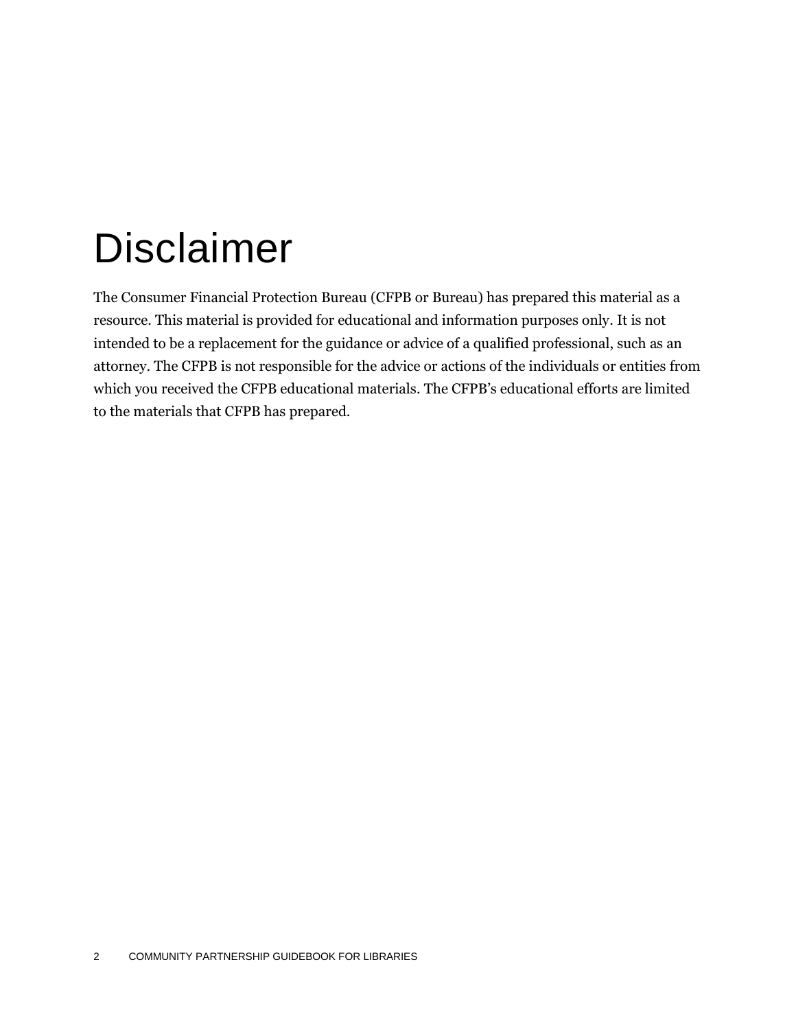# Disclaimer

The Consumer Financial Protection Bureau (CFPB or Bureau) has prepared this material as a resource. This material is provided for educational and information purposes only. It is not intended to be a replacement for the guidance or advice of a qualified professional, such as an attorney. The CFPB is not responsible for the advice or actions of the individuals or entities from which you received the CFPB educational materials. The CFPB's educational efforts are limited to the materials that CFPB has prepared.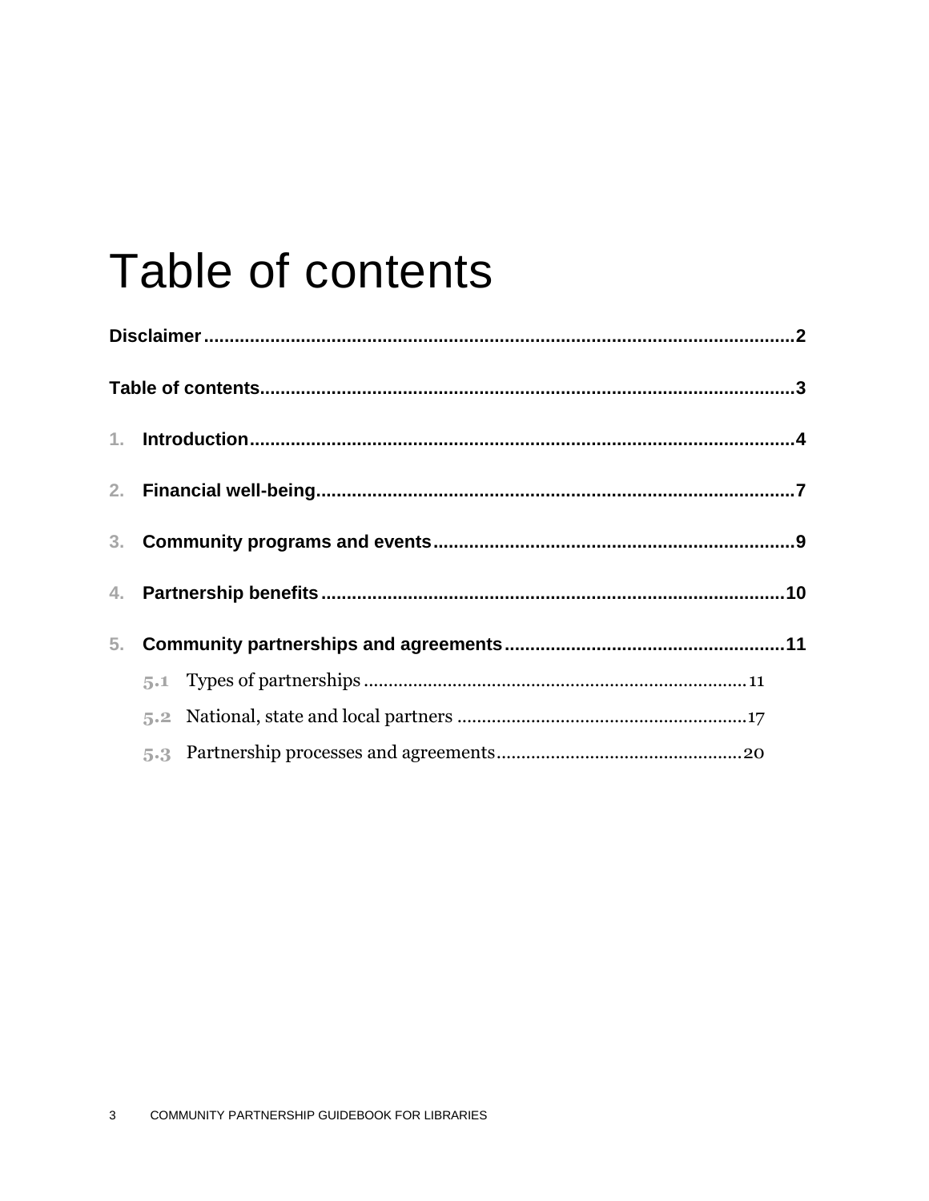# Table of contents

**Disclaimer** .......... 2

**Table of contents** .......... 3

1. **Introduction** .......... 4
2. **Financial well-being** .......... 7
3. **Community programs and events** .......... 9
4. **Partnership benefits** .......... 10
5. **Community partnerships and agreements** .......... 11
   - 5.1 Types of partnerships .......... 11
   - 5.2 National, state and local partners .......... 17
   - 5.3 Partnership processes and agreements .......... 20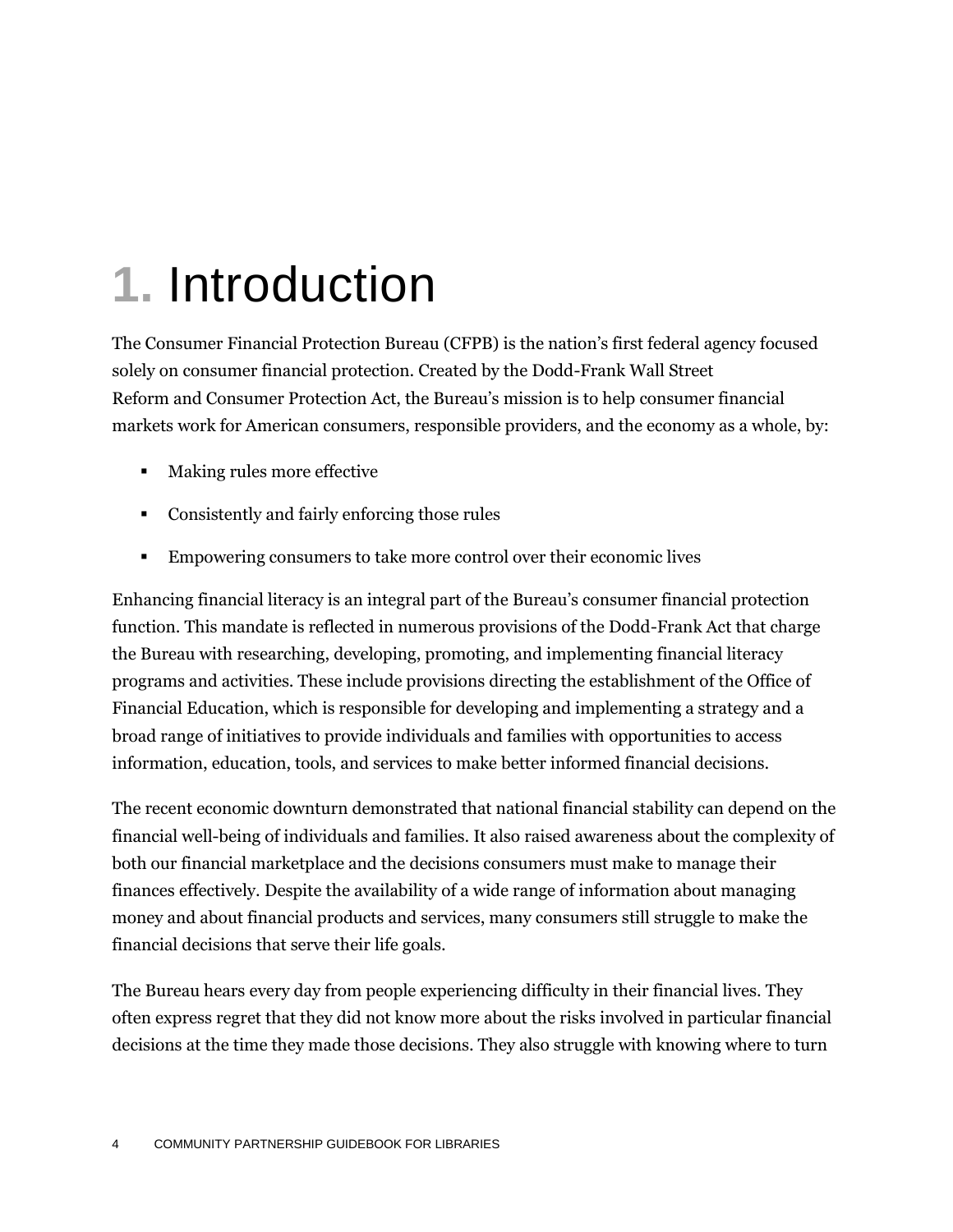# 1. Introduction

The Consumer Financial Protection Bureau (CFPB) is the nation's first federal agency focused solely on consumer financial protection. Created by the Dodd-Frank Wall Street Reform and Consumer Protection Act, the Bureau's mission is to help consumer financial markets work for American consumers, responsible providers, and the economy as a whole, by:

- Making rules more effective
- Consistently and fairly enforcing those rules
- Empowering consumers to take more control over their economic lives

Enhancing financial literacy is an integral part of the Bureau's consumer financial protection function. This mandate is reflected in numerous provisions of the Dodd-Frank Act that charge the Bureau with researching, developing, promoting, and implementing financial literacy programs and activities. These include provisions directing the establishment of the Office of Financial Education, which is responsible for developing and implementing a strategy and a broad range of initiatives to provide individuals and families with opportunities to access information, education, tools, and services to make better informed financial decisions.

The recent economic downturn demonstrated that national financial stability can depend on the financial well-being of individuals and families. It also raised awareness about the complexity of both our financial marketplace and the decisions consumers must make to manage their finances effectively. Despite the availability of a wide range of information about managing money and about financial products and services, many consumers still struggle to make the financial decisions that serve their life goals.

The Bureau hears every day from people experiencing difficulty in their financial lives. They often express regret that they did not know more about the risks involved in particular financial decisions at the time they made those decisions. They also struggle with knowing where to turn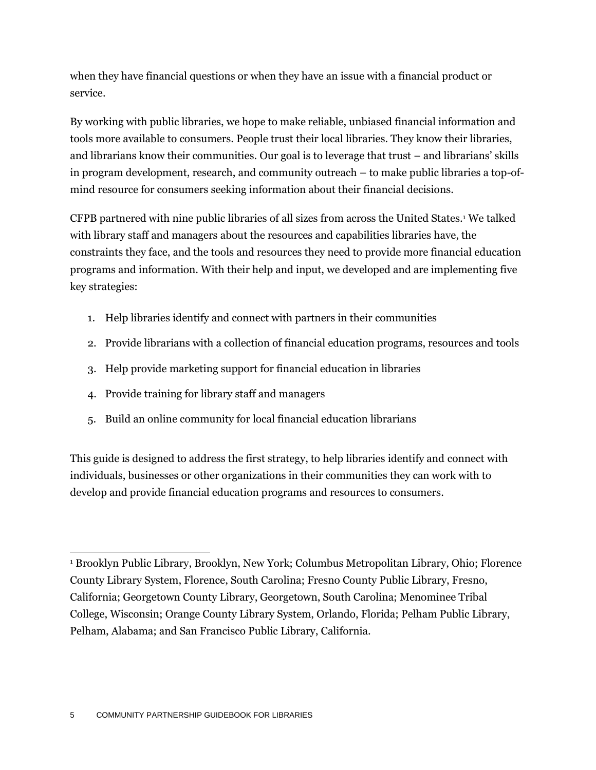when they have financial questions or when they have an issue with a financial product or service.

By working with public libraries, we hope to make reliable, unbiased financial information and tools more available to consumers. People trust their local libraries. They know their libraries, and librarians know their communities. Our goal is to leverage that trust – and librarians' skills in program development, research, and community outreach – to make public libraries a top-of-mind resource for consumers seeking information about their financial decisions.

CFPB partnered with nine public libraries of all sizes from across the United States.[1] We talked with library staff and managers about the resources and capabilities libraries have, the constraints they face, and the tools and resources they need to provide more financial education programs and information. With their help and input, we developed and are implementing five key strategies:

1. Help libraries identify and connect with partners in their communities
2. Provide librarians with a collection of financial education programs, resources and tools
3. Help provide marketing support for financial education in libraries
4. Provide training for library staff and managers
5. Build an online community for local financial education librarians

This guide is designed to address the first strategy, to help libraries identify and connect with individuals, businesses or other organizations in their communities they can work with to develop and provide financial education programs and resources to consumers.

---

[1] Brooklyn Public Library, Brooklyn, New York; Columbus Metropolitan Library, Ohio; Florence County Library System, Florence, South Carolina; Fresno County Public Library, Fresno, California; Georgetown County Library, Georgetown, South Carolina; Menominee Tribal College, Wisconsin; Orange County Library System, Orlando, Florida; Pelham Public Library, Pelham, Alabama; and San Francisco Public Library, California.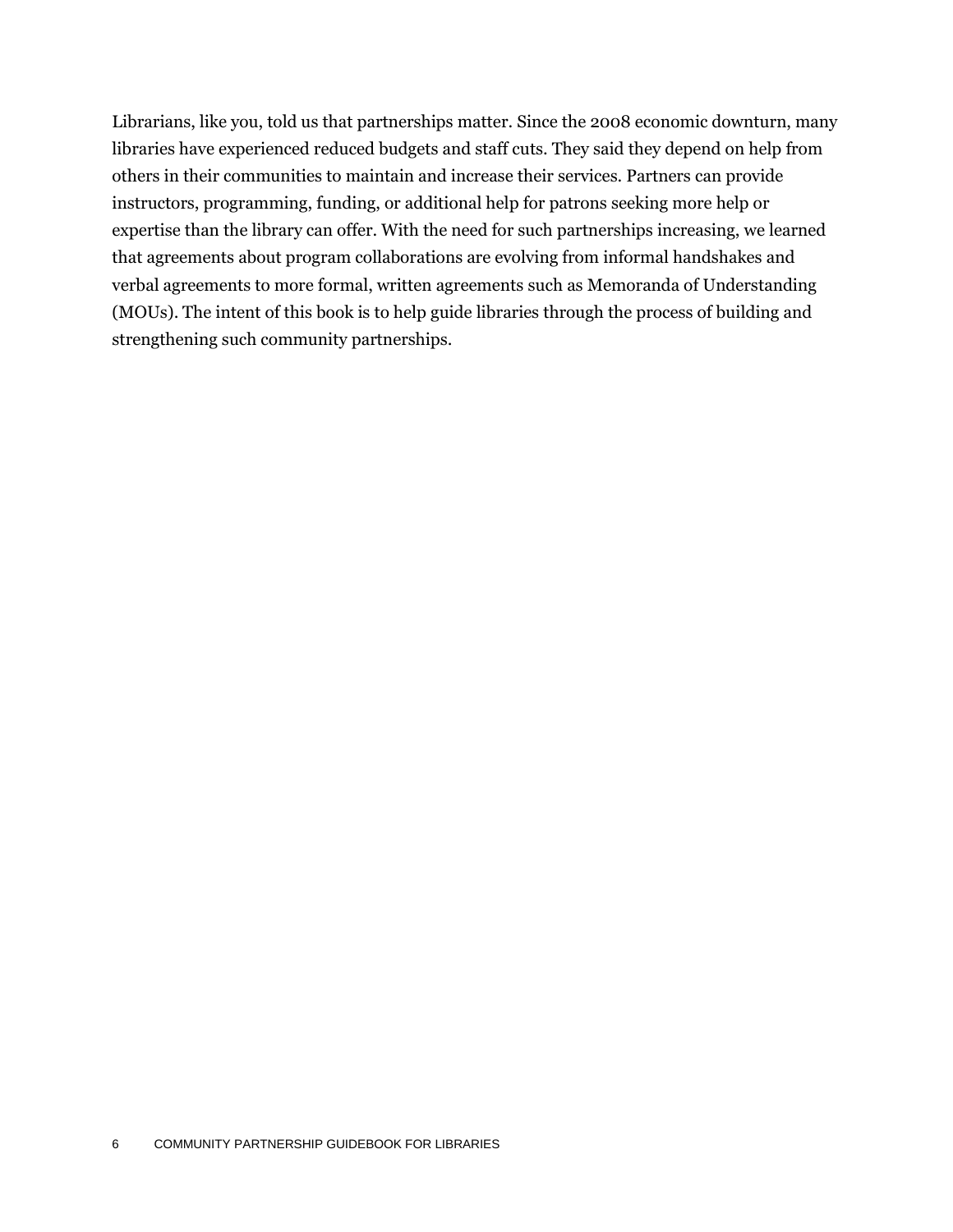Librarians, like you, told us that partnerships matter. Since the 2008 economic downturn, many libraries have experienced reduced budgets and staff cuts. They said they depend on help from others in their communities to maintain and increase their services. Partners can provide instructors, programming, funding, or additional help for patrons seeking more help or expertise than the library can offer. With the need for such partnerships increasing, we learned that agreements about program collaborations are evolving from informal handshakes and verbal agreements to more formal, written agreements such as Memoranda of Understanding (MOUs). The intent of this book is to help guide libraries through the process of building and strengthening such community partnerships.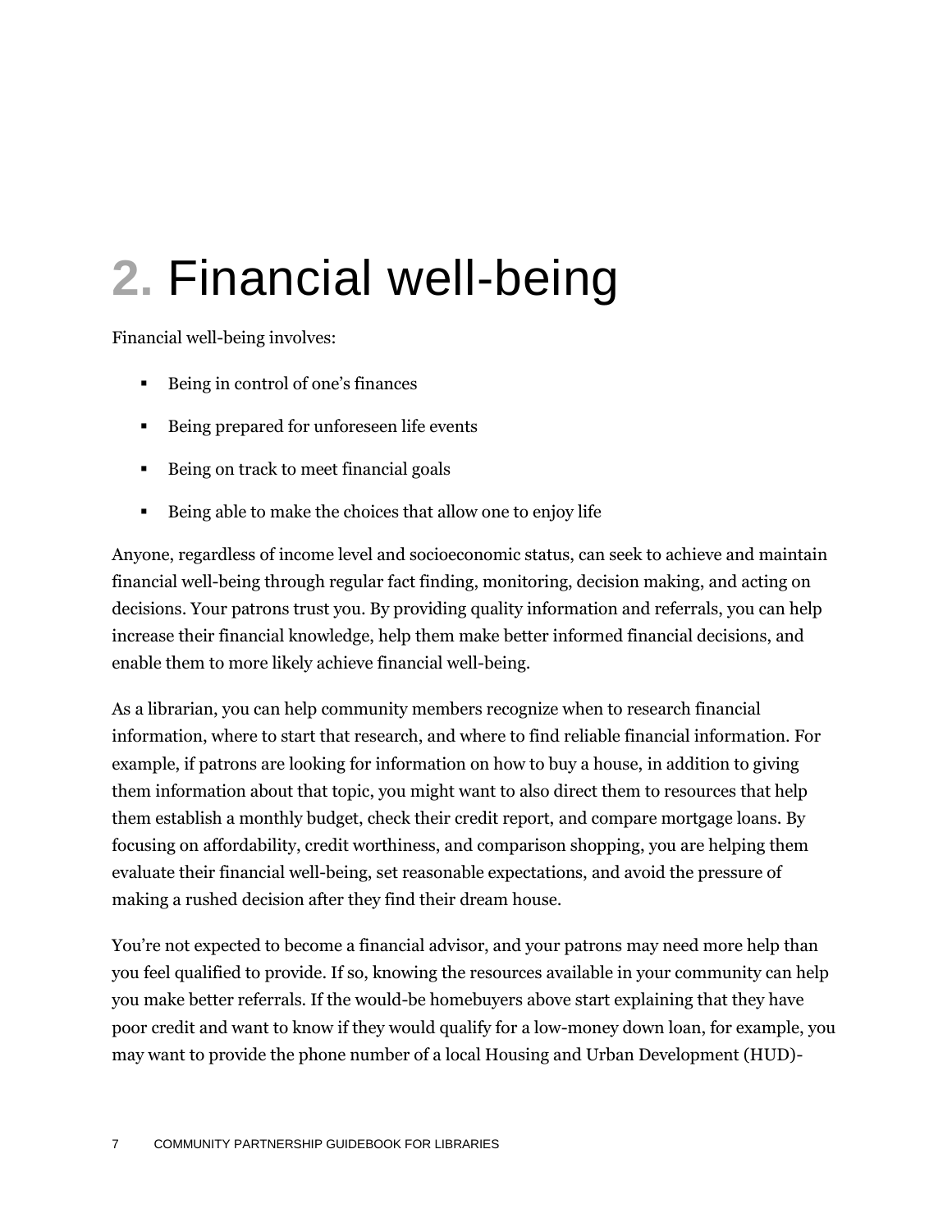# 2. Financial well-being

Financial well-being involves:

- Being in control of one's finances
- Being prepared for unforeseen life events
- Being on track to meet financial goals
- Being able to make the choices that allow one to enjoy life

Anyone, regardless of income level and socioeconomic status, can seek to achieve and maintain financial well-being through regular fact finding, monitoring, decision making, and acting on decisions. Your patrons trust you. By providing quality information and referrals, you can help increase their financial knowledge, help them make better informed financial decisions, and enable them to more likely achieve financial well-being.

As a librarian, you can help community members recognize when to research financial information, where to start that research, and where to find reliable financial information. For example, if patrons are looking for information on how to buy a house, in addition to giving them information about that topic, you might want to also direct them to resources that help them establish a monthly budget, check their credit report, and compare mortgage loans. By focusing on affordability, credit worthiness, and comparison shopping, you are helping them evaluate their financial well-being, set reasonable expectations, and avoid the pressure of making a rushed decision after they find their dream house.

You're not expected to become a financial advisor, and your patrons may need more help than you feel qualified to provide. If so, knowing the resources available in your community can help you make better referrals. If the would-be homebuyers above start explaining that they have poor credit and want to know if they would qualify for a low-money down loan, for example, you may want to provide the phone number of a local Housing and Urban Development (HUD)-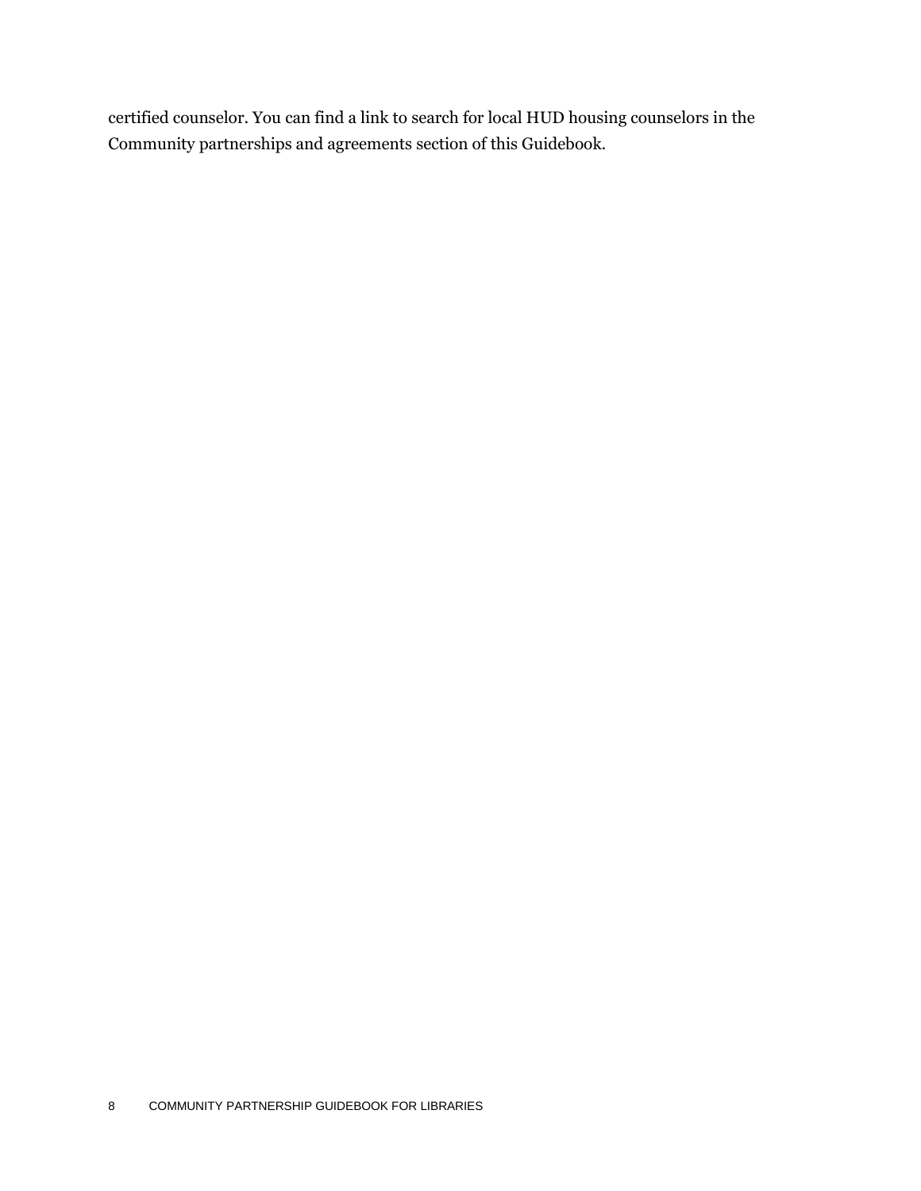certified counselor. You can find a link to search for local HUD housing counselors in the Community partnerships and agreements section of this Guidebook.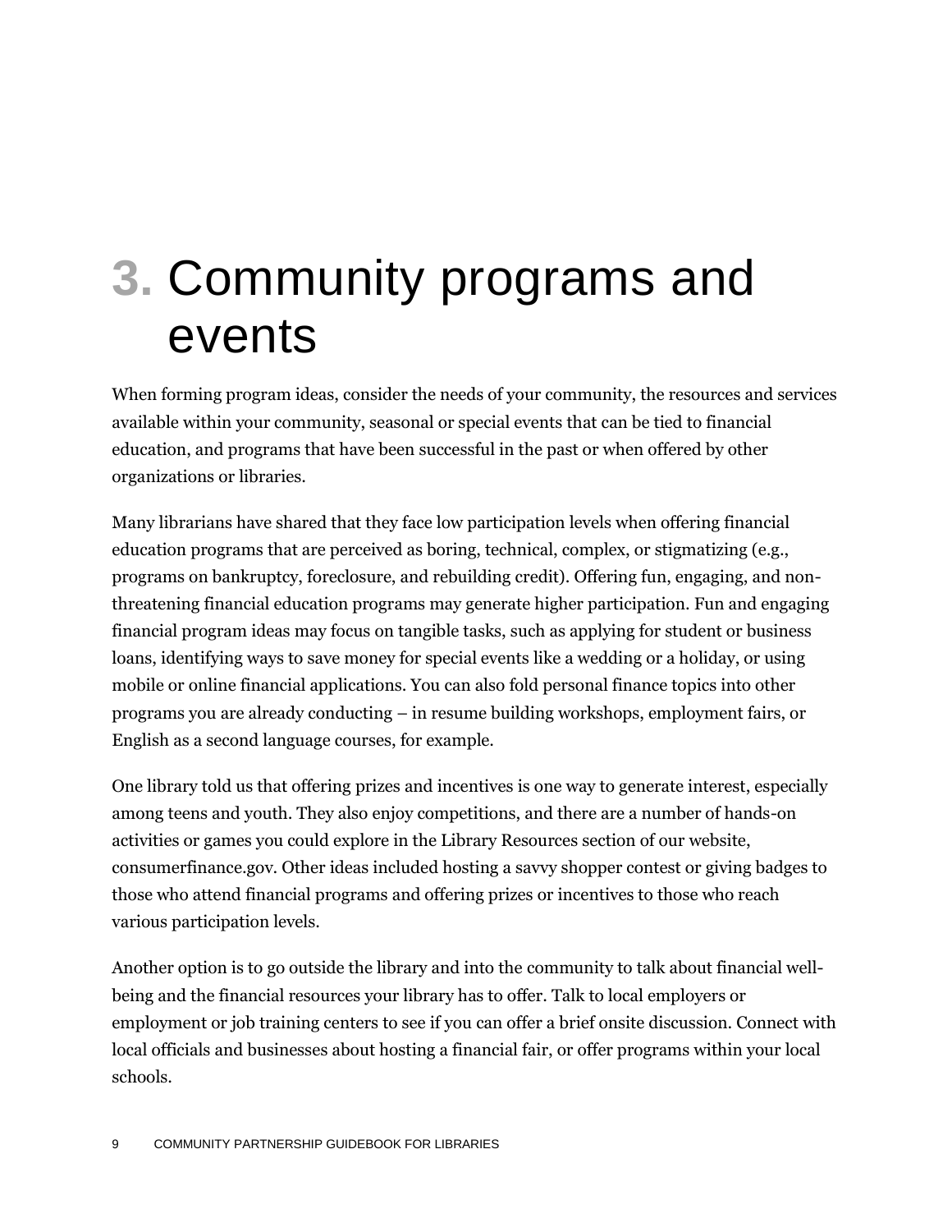# 3. Community programs and events

When forming program ideas, consider the needs of your community, the resources and services available within your community, seasonal or special events that can be tied to financial education, and programs that have been successful in the past or when offered by other organizations or libraries.

Many librarians have shared that they face low participation levels when offering financial education programs that are perceived as boring, technical, complex, or stigmatizing (e.g., programs on bankruptcy, foreclosure, and rebuilding credit). Offering fun, engaging, and non-threatening financial education programs may generate higher participation. Fun and engaging financial program ideas may focus on tangible tasks, such as applying for student or business loans, identifying ways to save money for special events like a wedding or a holiday, or using mobile or online financial applications. You can also fold personal finance topics into other programs you are already conducting – in resume building workshops, employment fairs, or English as a second language courses, for example.

One library told us that offering prizes and incentives is one way to generate interest, especially among teens and youth. They also enjoy competitions, and there are a number of hands-on activities or games you could explore in the Library Resources section of our website, consumerfinance.gov. Other ideas included hosting a savvy shopper contest or giving badges to those who attend financial programs and offering prizes or incentives to those who reach various participation levels.

Another option is to go outside the library and into the community to talk about financial well-being and the financial resources your library has to offer. Talk to local employers or employment or job training centers to see if you can offer a brief onsite discussion. Connect with local officials and businesses about hosting a financial fair, or offer programs within your local schools.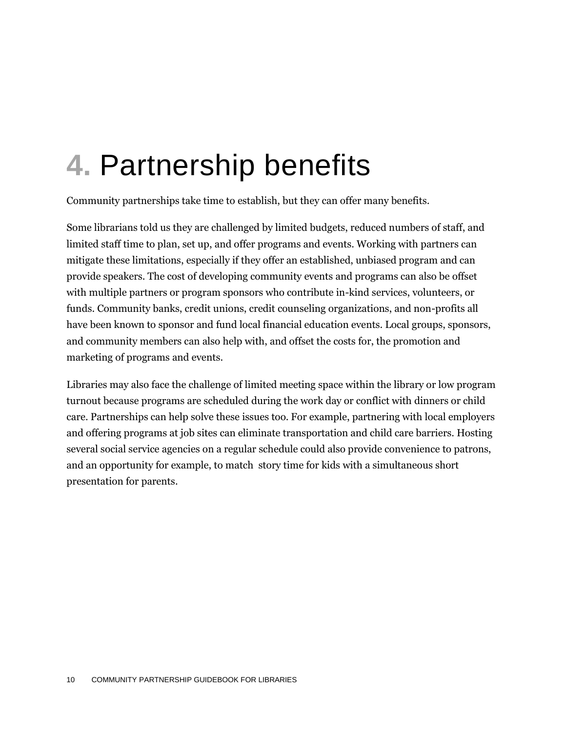# 4. Partnership benefits

Community partnerships take time to establish, but they can offer many benefits.

Some librarians told us they are challenged by limited budgets, reduced numbers of staff, and limited staff time to plan, set up, and offer programs and events. Working with partners can mitigate these limitations, especially if they offer an established, unbiased program and can provide speakers. The cost of developing community events and programs can also be offset with multiple partners or program sponsors who contribute in-kind services, volunteers, or funds. Community banks, credit unions, credit counseling organizations, and non-profits all have been known to sponsor and fund local financial education events. Local groups, sponsors, and community members can also help with, and offset the costs for, the promotion and marketing of programs and events.

Libraries may also face the challenge of limited meeting space within the library or low program turnout because programs are scheduled during the work day or conflict with dinners or child care. Partnerships can help solve these issues too. For example, partnering with local employers and offering programs at job sites can eliminate transportation and child care barriers. Hosting several social service agencies on a regular schedule could also provide convenience to patrons, and an opportunity for example, to match story time for kids with a simultaneous short presentation for parents.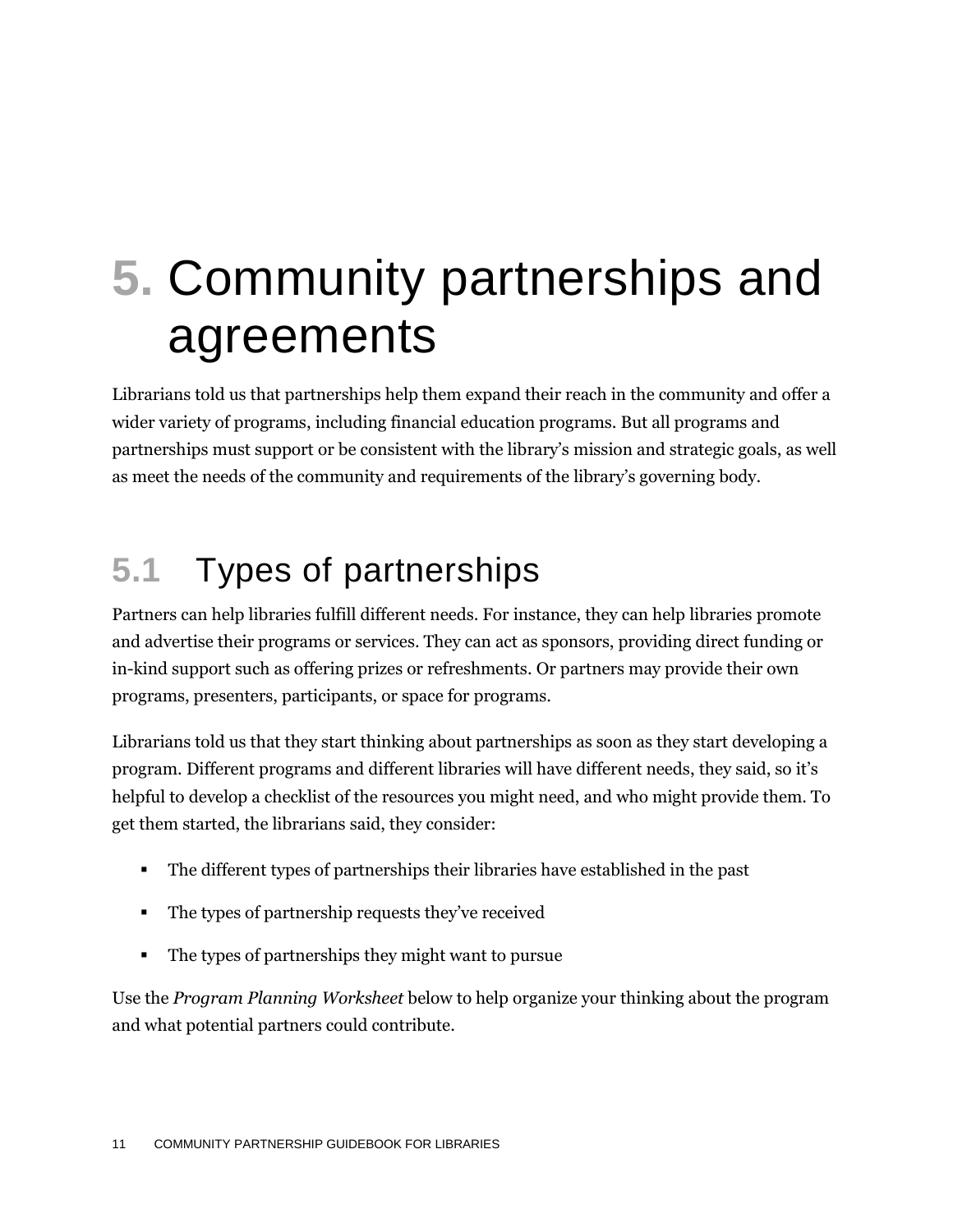# 5. Community partnerships and agreements

Librarians told us that partnerships help them expand their reach in the community and offer a wider variety of programs, including financial education programs. But all programs and partnerships must support or be consistent with the library's mission and strategic goals, as well as meet the needs of the community and requirements of the library's governing body.

## 5.1 Types of partnerships

Partners can help libraries fulfill different needs. For instance, they can help libraries promote and advertise their programs or services. They can act as sponsors, providing direct funding or in-kind support such as offering prizes or refreshments. Or partners may provide their own programs, presenters, participants, or space for programs.

Librarians told us that they start thinking about partnerships as soon as they start developing a program. Different programs and different libraries will have different needs, they said, so it's helpful to develop a checklist of the resources you might need, and who might provide them. To get them started, the librarians said, they consider:

- The different types of partnerships their libraries have established in the past
- The types of partnership requests they've received
- The types of partnerships they might want to pursue

Use the *Program Planning Worksheet* below to help organize your thinking about the program and what potential partners could contribute.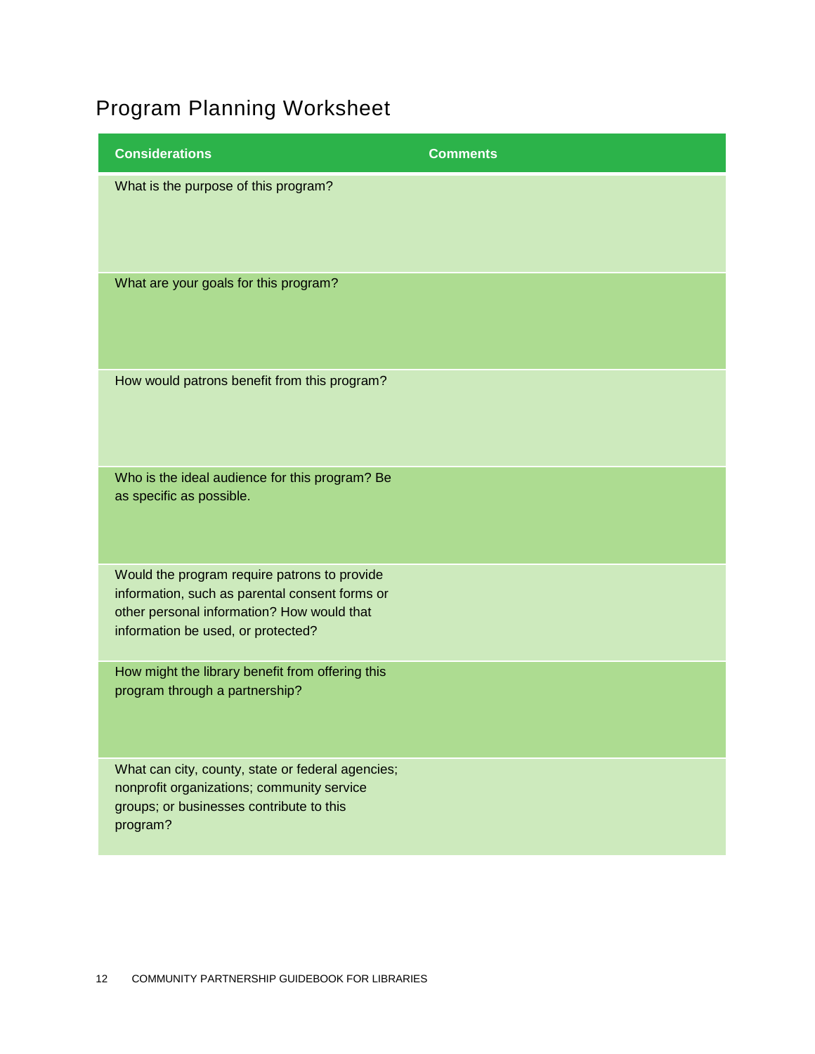# Program Planning Worksheet

| Considerations | Comments |
| --- | --- |
| What is the purpose of this program? | |
| What are your goals for this program? | |
| How would patrons benefit from this program? | |
| Who is the ideal audience for this program? Be as specific as possible. | |
| Would the program require patrons to provide information, such as parental consent forms or other personal information? How would that information be used, or protected? | |
| How might the library benefit from offering this program through a partnership? | |
| What can city, county, state or federal agencies; nonprofit organizations; community service groups; or businesses contribute to this program? | |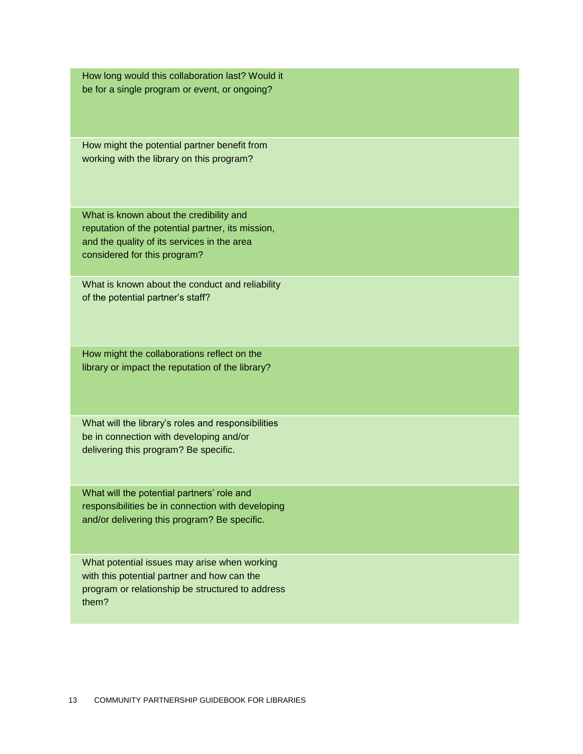| | |
|---|---|
| How long would this collaboration last? Would it be for a single program or event, or ongoing? | |
| How might the potential partner benefit from working with the library on this program? | |
| What is known about the credibility and reputation of the potential partner, its mission, and the quality of its services in the area considered for this program? | |
| What is known about the conduct and reliability of the potential partner's staff? | |
| How might the collaborations reflect on the library or impact the reputation of the library? | |
| What will the library's roles and responsibilities be in connection with developing and/or delivering this program? Be specific. | |
| What will the potential partners' role and responsibilities be in connection with developing and/or delivering this program? Be specific. | |
| What potential issues may arise when working with this potential partner and how can the program or relationship be structured to address them? | |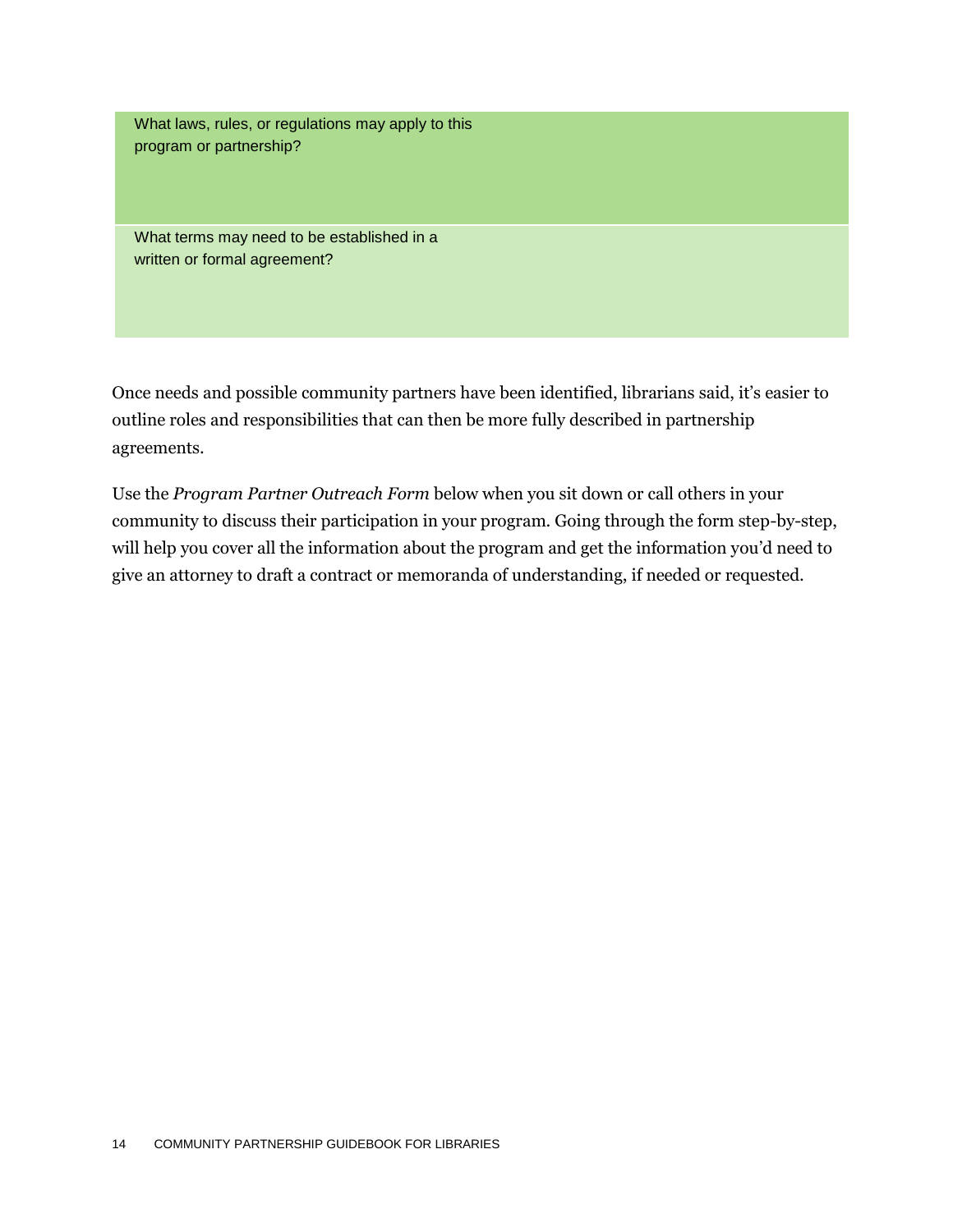| What laws, rules, or regulations may apply to this program or partnership? | |
|---|---|
| What terms may need to be established in a written or formal agreement? | |

Once needs and possible community partners have been identified, librarians said, it's easier to outline roles and responsibilities that can then be more fully described in partnership agreements.

Use the *Program Partner Outreach Form* below when you sit down or call others in your community to discuss their participation in your program. Going through the form step-by-step, will help you cover all the information about the program and get the information you'd need to give an attorney to draft a contract or memoranda of understanding, if needed or requested.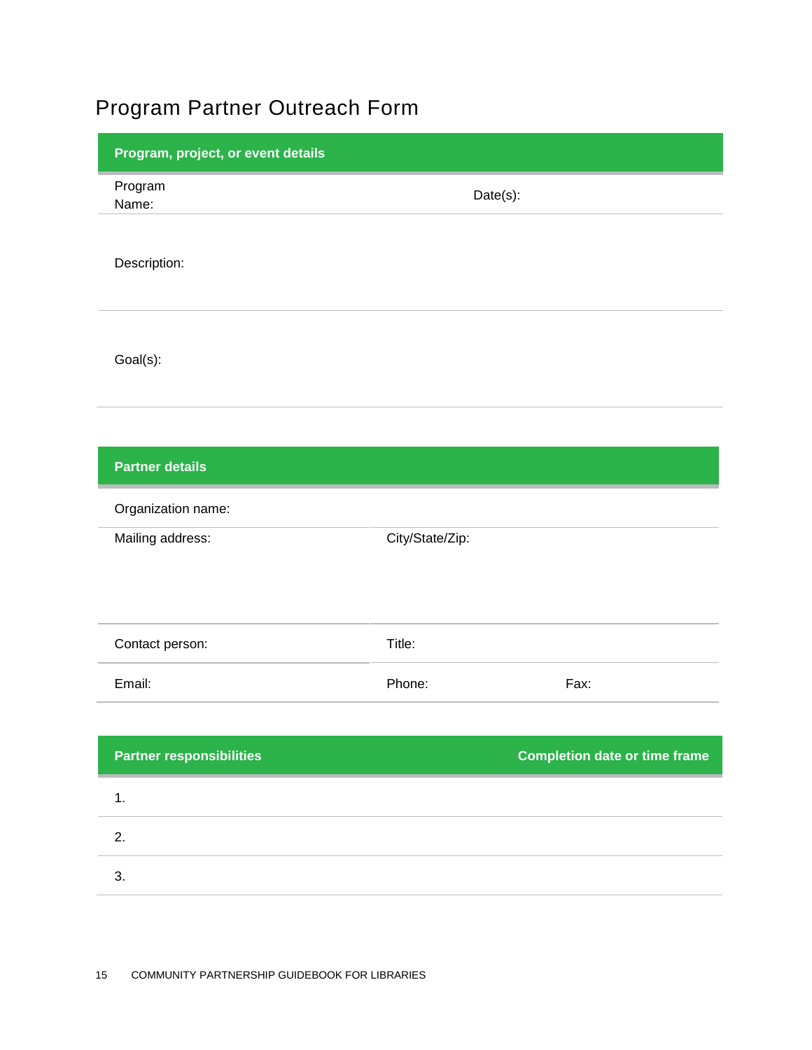# Program Partner Outreach Form

| Program, project, or event details | |
|---|---|
| Program Name: | Date(s): |
| Description: | |
| Goal(s): | |

| Partner details | | |
|---|---|---|
| Organization name: | | |
| Mailing address: | City/State/Zip: | |
| Contact person: | Title: | |
| Email: | Phone: | Fax: |

| Partner responsibilities | Completion date or time frame |
|---|---|
| 1. | |
| 2. | |
| 3. | |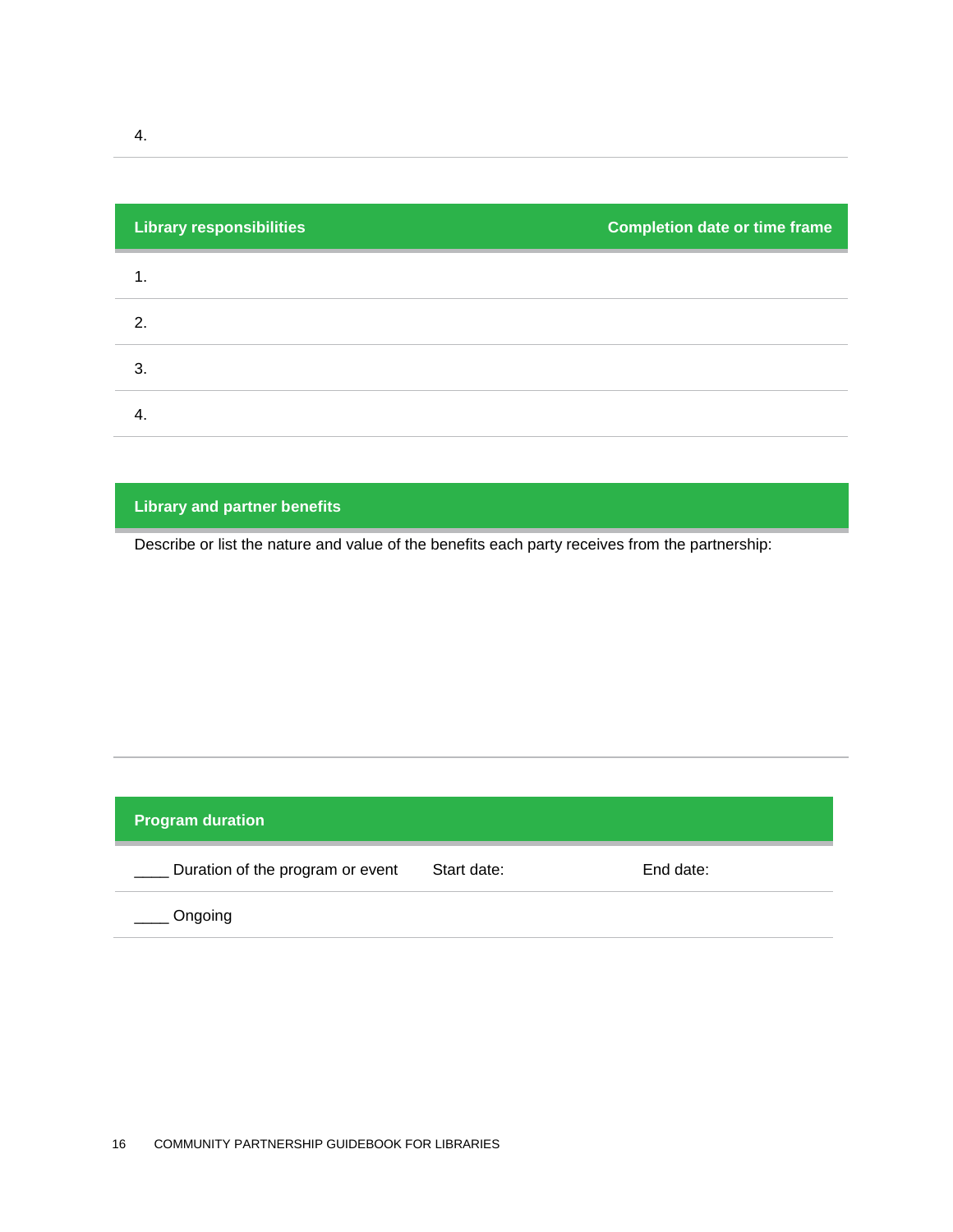4.

| Library responsibilities | Completion date or time frame |
| --- | --- |
| 1. | |
| 2. | |
| 3. | |
| 4. | |

| Library and partner benefits |
| --- |
| Describe or list the nature and value of the benefits each party receives from the partnership: |

| Program duration | | |
| --- | --- | --- |
| ____ Duration of the program or event | Start date: | End date: |
| ____ Ongoing | | |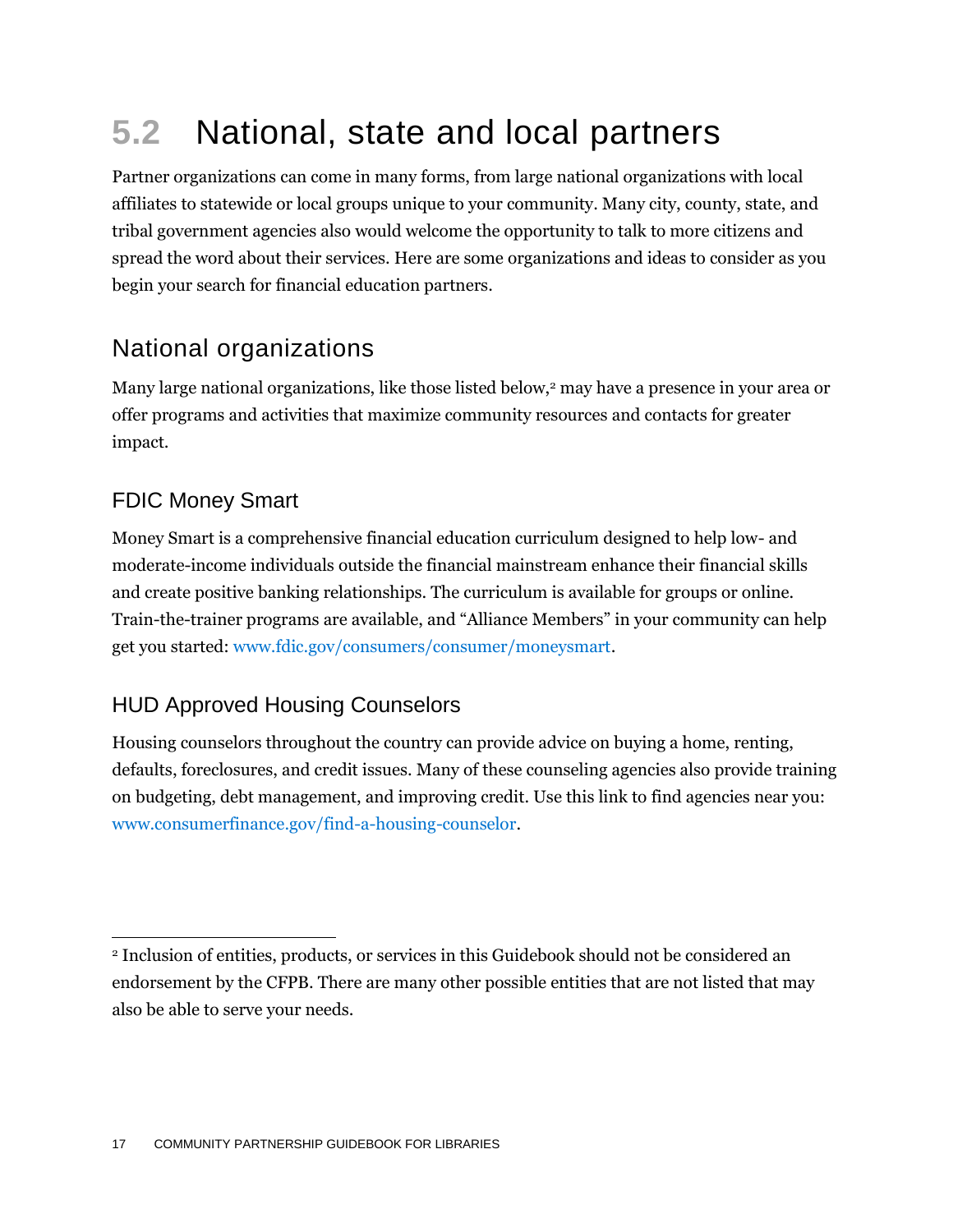# 5.2 National, state and local partners

Partner organizations can come in many forms, from large national organizations with local affiliates to statewide or local groups unique to your community. Many city, county, state, and tribal government agencies also would welcome the opportunity to talk to more citizens and spread the word about their services. Here are some organizations and ideas to consider as you begin your search for financial education partners.

## National organizations

Many large national organizations, like those listed below,[2] may have a presence in your area or offer programs and activities that maximize community resources and contacts for greater impact.

### FDIC Money Smart

Money Smart is a comprehensive financial education curriculum designed to help low- and moderate-income individuals outside the financial mainstream enhance their financial skills and create positive banking relationships. The curriculum is available for groups or online. Train-the-trainer programs are available, and "Alliance Members" in your community can help get you started: www.fdic.gov/consumers/consumer/moneysmart.

### HUD Approved Housing Counselors

Housing counselors throughout the country can provide advice on buying a home, renting, defaults, foreclosures, and credit issues. Many of these counseling agencies also provide training on budgeting, debt management, and improving credit. Use this link to find agencies near you: www.consumerfinance.gov/find-a-housing-counselor.

---

[2] Inclusion of entities, products, or services in this Guidebook should not be considered an endorsement by the CFPB. There are many other possible entities that are not listed that may also be able to serve your needs.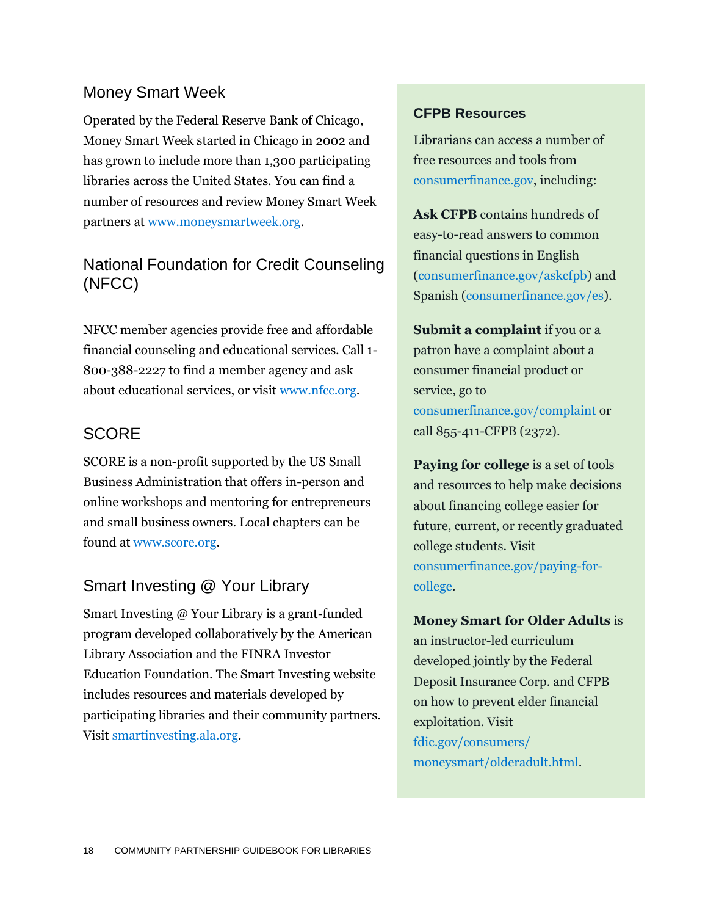## Money Smart Week

Operated by the Federal Reserve Bank of Chicago, Money Smart Week started in Chicago in 2002 and has grown to include more than 1,300 participating libraries across the United States. You can find a number of resources and review Money Smart Week partners at www.moneysmartweek.org.

## National Foundation for Credit Counseling (NFCC)

NFCC member agencies provide free and affordable financial counseling and educational services. Call 1-800-388-2227 to find a member agency and ask about educational services, or visit www.nfcc.org.

## SCORE

SCORE is a non-profit supported by the US Small Business Administration that offers in-person and online workshops and mentoring for entrepreneurs and small business owners. Local chapters can be found at www.score.org.

## Smart Investing @ Your Library

Smart Investing @ Your Library is a grant-funded program developed collaboratively by the American Library Association and the FINRA Investor Education Foundation. The Smart Investing website includes resources and materials developed by participating libraries and their community partners. Visit smartinvesting.ala.org.

### CFPB Resources

Librarians can access a number of free resources and tools from consumerfinance.gov, including:

**Ask CFPB** contains hundreds of easy-to-read answers to common financial questions in English (consumerfinance.gov/askcfpb) and Spanish (consumerfinance.gov/es).

**Submit a complaint** if you or a patron have a complaint about a consumer financial product or service, go to consumerfinance.gov/complaint or call 855-411-CFPB (2372).

**Paying for college** is a set of tools and resources to help make decisions about financing college easier for future, current, or recently graduated college students. Visit consumerfinance.gov/paying-for-college.

**Money Smart for Older Adults** is an instructor-led curriculum developed jointly by the Federal Deposit Insurance Corp. and CFPB on how to prevent elder financial exploitation. Visit fdic.gov/consumers/moneysmart/olderadult.html.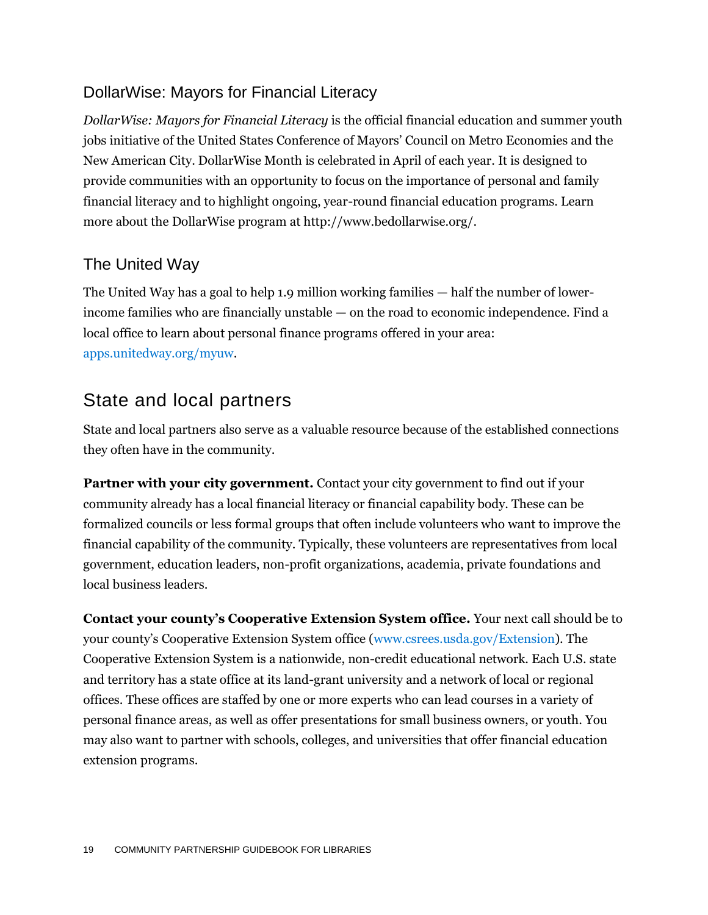### DollarWise: Mayors for Financial Literacy

*DollarWise: Mayors for Financial Literacy* is the official financial education and summer youth jobs initiative of the United States Conference of Mayors' Council on Metro Economies and the New American City. DollarWise Month is celebrated in April of each year. It is designed to provide communities with an opportunity to focus on the importance of personal and family financial literacy and to highlight ongoing, year-round financial education programs. Learn more about the DollarWise program at http://www.bedollarwise.org/.

### The United Way

The United Way has a goal to help 1.9 million working families — half the number of lower-income families who are financially unstable — on the road to economic independence. Find a local office to learn about personal finance programs offered in your area: apps.unitedway.org/myuw.

## State and local partners

State and local partners also serve as a valuable resource because of the established connections they often have in the community.

**Partner with your city government.** Contact your city government to find out if your community already has a local financial literacy or financial capability body. These can be formalized councils or less formal groups that often include volunteers who want to improve the financial capability of the community. Typically, these volunteers are representatives from local government, education leaders, non-profit organizations, academia, private foundations and local business leaders.

**Contact your county's Cooperative Extension System office.** Your next call should be to your county's Cooperative Extension System office (www.csrees.usda.gov/Extension). The Cooperative Extension System is a nationwide, non-credit educational network. Each U.S. state and territory has a state office at its land-grant university and a network of local or regional offices. These offices are staffed by one or more experts who can lead courses in a variety of personal finance areas, as well as offer presentations for small business owners, or youth. You may also want to partner with schools, colleges, and universities that offer financial education extension programs.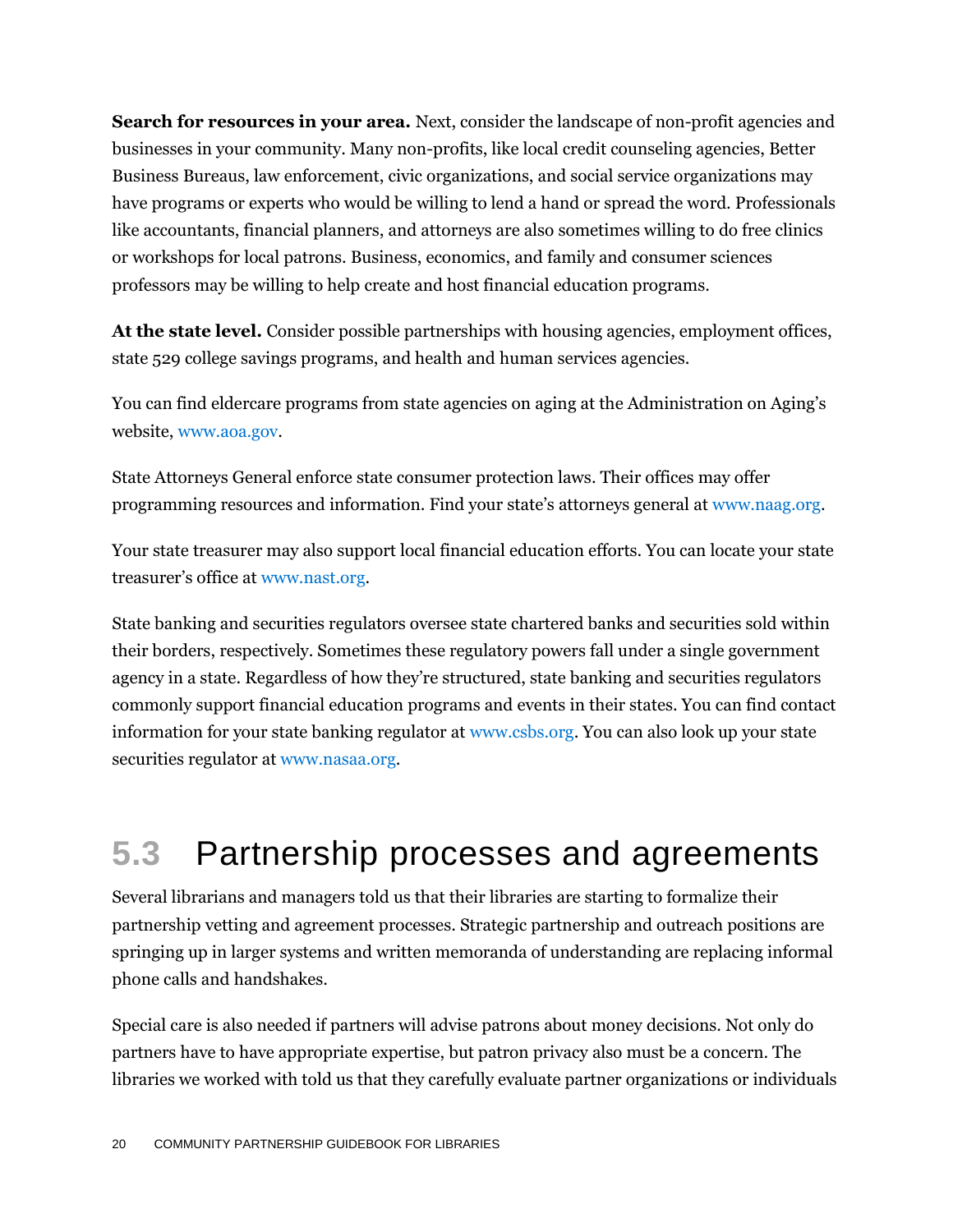**Search for resources in your area.** Next, consider the landscape of non-profit agencies and businesses in your community. Many non-profits, like local credit counseling agencies, Better Business Bureaus, law enforcement, civic organizations, and social service organizations may have programs or experts who would be willing to lend a hand or spread the word. Professionals like accountants, financial planners, and attorneys are also sometimes willing to do free clinics or workshops for local patrons. Business, economics, and family and consumer sciences professors may be willing to help create and host financial education programs.

**At the state level.** Consider possible partnerships with housing agencies, employment offices, state 529 college savings programs, and health and human services agencies.

You can find eldercare programs from state agencies on aging at the Administration on Aging's website, www.aoa.gov.

State Attorneys General enforce state consumer protection laws. Their offices may offer programming resources and information. Find your state's attorneys general at www.naag.org.

Your state treasurer may also support local financial education efforts. You can locate your state treasurer's office at www.nast.org.

State banking and securities regulators oversee state chartered banks and securities sold within their borders, respectively. Sometimes these regulatory powers fall under a single government agency in a state. Regardless of how they're structured, state banking and securities regulators commonly support financial education programs and events in their states. You can find contact information for your state banking regulator at www.csbs.org. You can also look up your state securities regulator at www.nasaa.org.

## 5.3 Partnership processes and agreements

Several librarians and managers told us that their libraries are starting to formalize their partnership vetting and agreement processes. Strategic partnership and outreach positions are springing up in larger systems and written memoranda of understanding are replacing informal phone calls and handshakes.

Special care is also needed if partners will advise patrons about money decisions. Not only do partners have to have appropriate expertise, but patron privacy also must be a concern. The libraries we worked with told us that they carefully evaluate partner organizations or individuals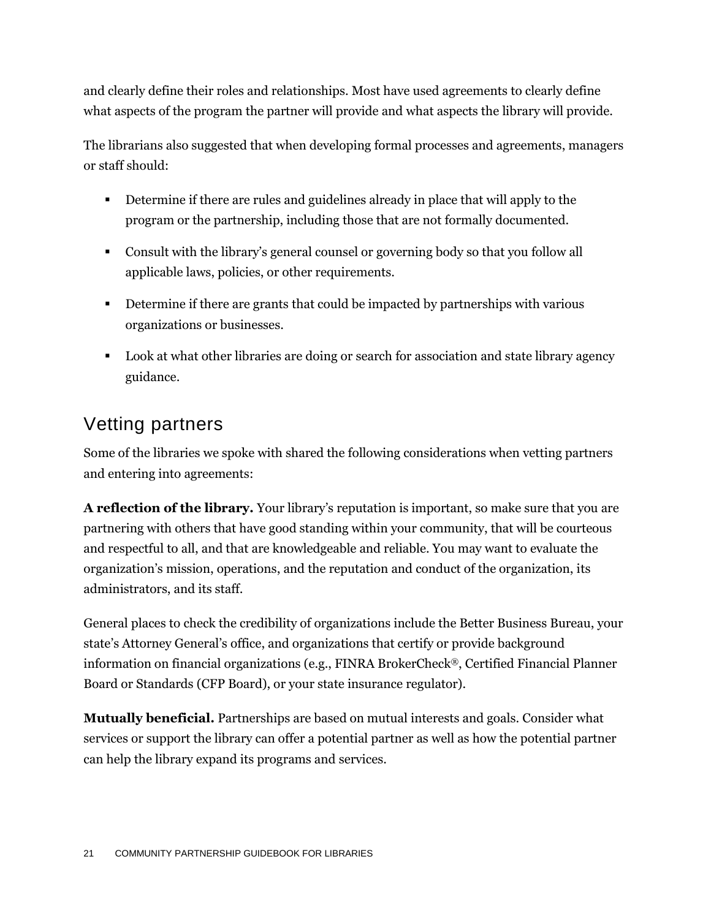and clearly define their roles and relationships. Most have used agreements to clearly define what aspects of the program the partner will provide and what aspects the library will provide.

The librarians also suggested that when developing formal processes and agreements, managers or staff should:

- Determine if there are rules and guidelines already in place that will apply to the program or the partnership, including those that are not formally documented.
- Consult with the library's general counsel or governing body so that you follow all applicable laws, policies, or other requirements.
- Determine if there are grants that could be impacted by partnerships with various organizations or businesses.
- Look at what other libraries are doing or search for association and state library agency guidance.

## Vetting partners

Some of the libraries we spoke with shared the following considerations when vetting partners and entering into agreements:

**A reflection of the library.** Your library's reputation is important, so make sure that you are partnering with others that have good standing within your community, that will be courteous and respectful to all, and that are knowledgeable and reliable. You may want to evaluate the organization's mission, operations, and the reputation and conduct of the organization, its administrators, and its staff.

General places to check the credibility of organizations include the Better Business Bureau, your state's Attorney General's office, and organizations that certify or provide background information on financial organizations (e.g., FINRA BrokerCheck®, Certified Financial Planner Board or Standards (CFP Board), or your state insurance regulator).

**Mutually beneficial.** Partnerships are based on mutual interests and goals. Consider what services or support the library can offer a potential partner as well as how the potential partner can help the library expand its programs and services.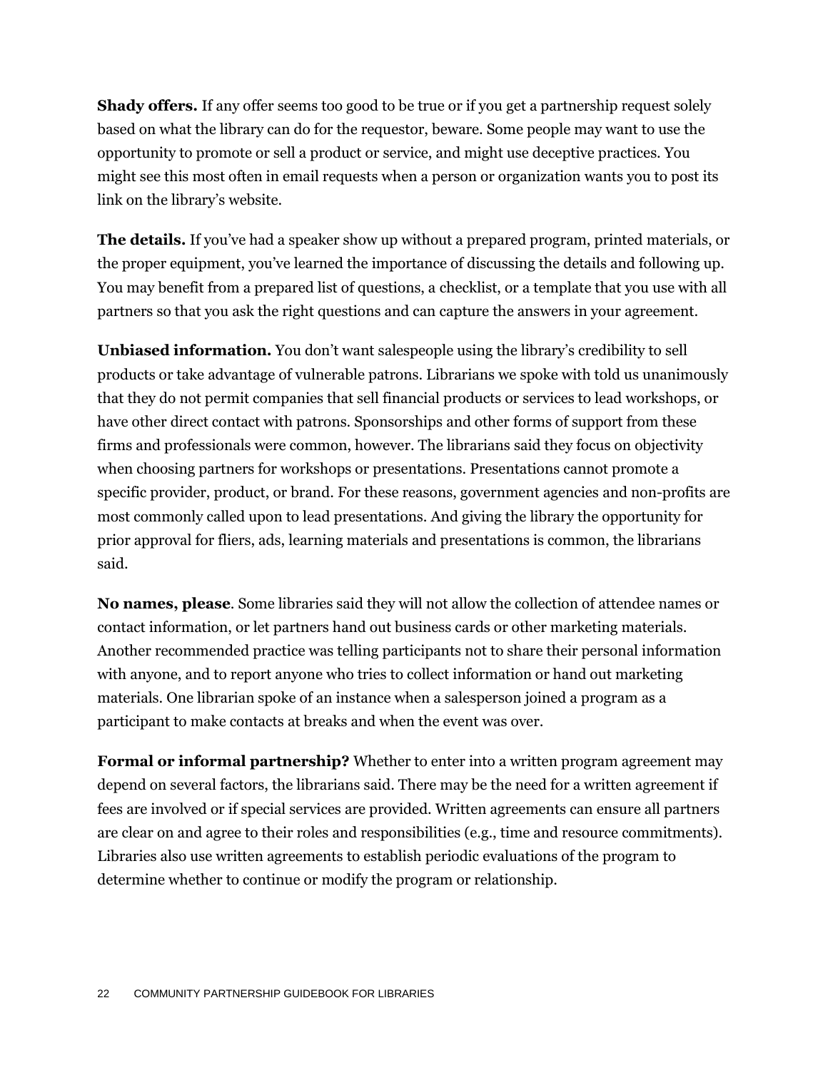**Shady offers.** If any offer seems too good to be true or if you get a partnership request solely based on what the library can do for the requestor, beware. Some people may want to use the opportunity to promote or sell a product or service, and might use deceptive practices. You might see this most often in email requests when a person or organization wants you to post its link on the library's website.

**The details.** If you've had a speaker show up without a prepared program, printed materials, or the proper equipment, you've learned the importance of discussing the details and following up. You may benefit from a prepared list of questions, a checklist, or a template that you use with all partners so that you ask the right questions and can capture the answers in your agreement.

**Unbiased information.** You don't want salespeople using the library's credibility to sell products or take advantage of vulnerable patrons. Librarians we spoke with told us unanimously that they do not permit companies that sell financial products or services to lead workshops, or have other direct contact with patrons. Sponsorships and other forms of support from these firms and professionals were common, however. The librarians said they focus on objectivity when choosing partners for workshops or presentations. Presentations cannot promote a specific provider, product, or brand. For these reasons, government agencies and non-profits are most commonly called upon to lead presentations. And giving the library the opportunity for prior approval for fliers, ads, learning materials and presentations is common, the librarians said.

**No names, please**. Some libraries said they will not allow the collection of attendee names or contact information, or let partners hand out business cards or other marketing materials. Another recommended practice was telling participants not to share their personal information with anyone, and to report anyone who tries to collect information or hand out marketing materials. One librarian spoke of an instance when a salesperson joined a program as a participant to make contacts at breaks and when the event was over.

**Formal or informal partnership?** Whether to enter into a written program agreement may depend on several factors, the librarians said. There may be the need for a written agreement if fees are involved or if special services are provided. Written agreements can ensure all partners are clear on and agree to their roles and responsibilities (e.g., time and resource commitments). Libraries also use written agreements to establish periodic evaluations of the program to determine whether to continue or modify the program or relationship.